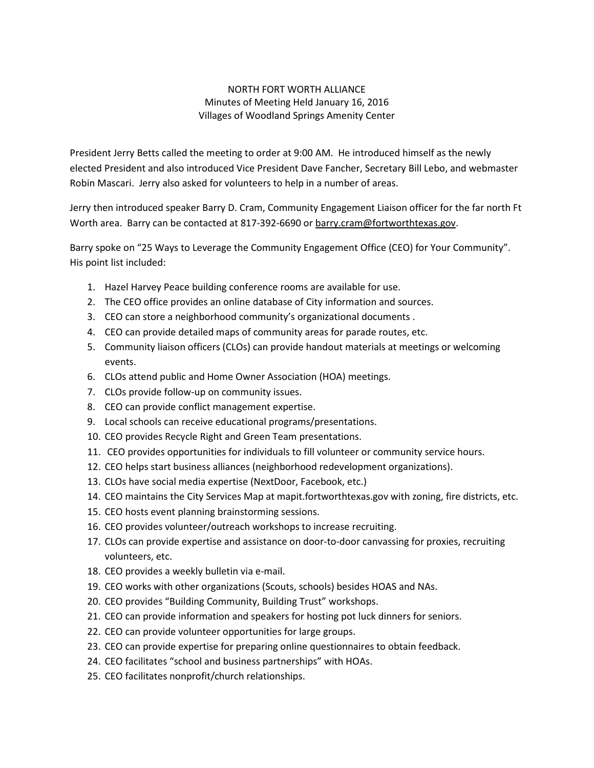NORTH FORT WORTH ALLIANCE
Minutes of Meeting Held January 16, 2016
Villages of Woodland Springs Amenity Center

President Jerry Betts called the meeting to order at 9:00 AM. He introduced himself as the newly elected President and also introduced Vice President Dave Fancher, Secretary Bill Lebo, and webmaster Robin Mascari. Jerry also asked for volunteers to help in a number of areas.

Jerry then introduced speaker Barry D. Cram, Community Engagement Liaison officer for the far north Ft Worth area. Barry can be contacted at 817-392-6690 or barry.cram@fortworthtexas.gov.

Barry spoke on "25 Ways to Leverage the Community Engagement Office (CEO) for Your Community". His point list included:

1. Hazel Harvey Peace building conference rooms are available for use.
2. The CEO office provides an online database of City information and sources.
3. CEO can store a neighborhood community's organizational documents .
4. CEO can provide detailed maps of community areas for parade routes, etc.
5. Community liaison officers (CLOs) can provide handout materials at meetings or welcoming events.
6. CLOs attend public and Home Owner Association (HOA) meetings.
7. CLOs provide follow-up on community issues.
8. CEO can provide conflict management expertise.
9. Local schools can receive educational programs/presentations.
10. CEO provides Recycle Right and Green Team presentations.
11. CEO provides opportunities for individuals to fill volunteer or community service hours.
12. CEO helps start business alliances (neighborhood redevelopment organizations).
13. CLOs have social media expertise (NextDoor, Facebook, etc.)
14. CEO maintains the City Services Map at mapit.fortworthtexas.gov with zoning, fire districts, etc.
15. CEO hosts event planning brainstorming sessions.
16. CEO provides volunteer/outreach workshops to increase recruiting.
17. CLOs can provide expertise and assistance on door-to-door canvassing for proxies, recruiting volunteers, etc.
18. CEO provides a weekly bulletin via e-mail.
19. CEO works with other organizations (Scouts, schools) besides HOAS and NAs.
20. CEO provides "Building Community, Building Trust" workshops.
21. CEO can provide information and speakers for hosting pot luck dinners for seniors.
22. CEO can provide volunteer opportunities for large groups.
23. CEO can provide expertise for preparing online questionnaires to obtain feedback.
24. CEO facilitates "school and business partnerships" with HOAs.
25. CEO facilitates nonprofit/church relationships.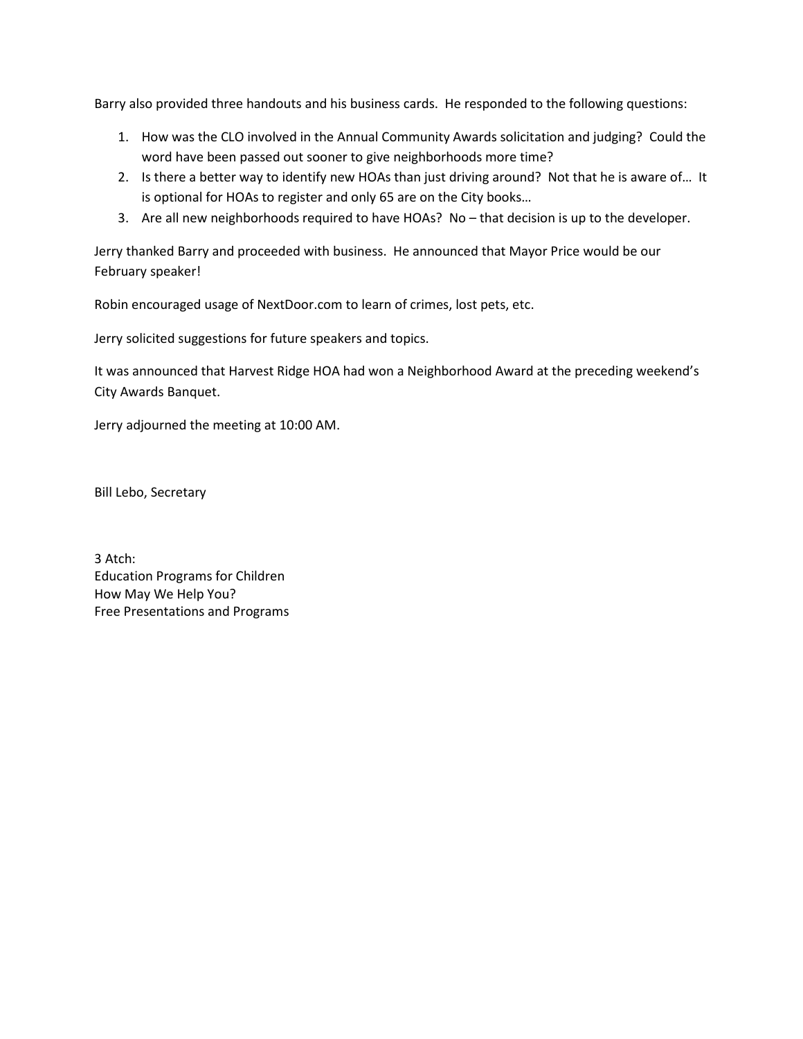Barry also provided three handouts and his business cards. He responded to the following questions:

1. How was the CLO involved in the Annual Community Awards solicitation and judging? Could the word have been passed out sooner to give neighborhoods more time?
2. Is there a better way to identify new HOAs than just driving around? Not that he is aware of… It is optional for HOAs to register and only 65 are on the City books…
3. Are all new neighborhoods required to have HOAs? No – that decision is up to the developer.

Jerry thanked Barry and proceeded with business. He announced that Mayor Price would be our February speaker!

Robin encouraged usage of NextDoor.com to learn of crimes, lost pets, etc.

Jerry solicited suggestions for future speakers and topics.

It was announced that Harvest Ridge HOA had won a Neighborhood Award at the preceding weekend's City Awards Banquet.

Jerry adjourned the meeting at 10:00 AM.

Bill Lebo, Secretary

3 Atch:
Education Programs for Children
How May We Help You?
Free Presentations and Programs